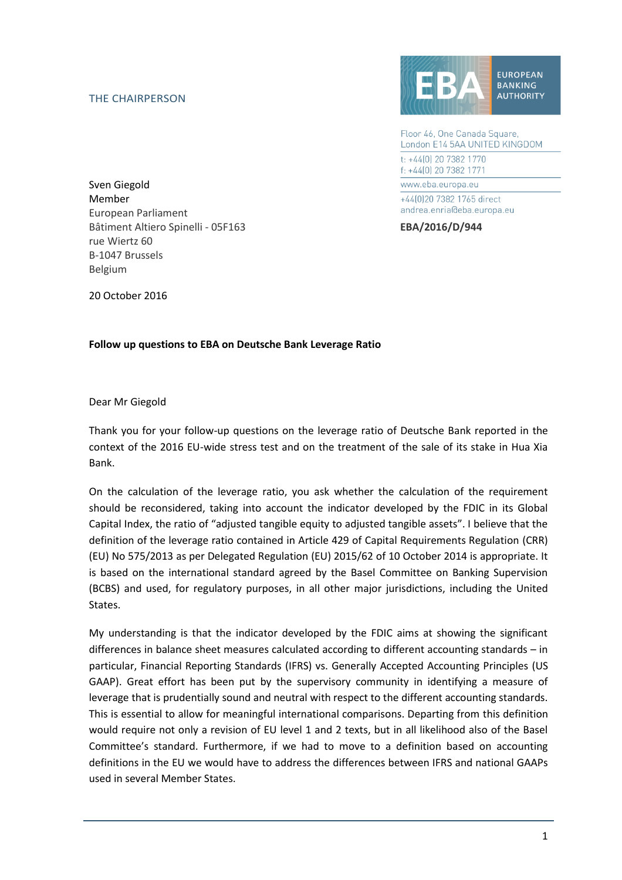THE CHAIRPERSON

EUROPEAN BANKING AUTHORITY

Floor 46, One Canada Square,
London E14 5AA UNITED KINGDOM

t: +44(0) 20 7382 1770
f: +44(0) 20 7382 1771

www.eba.europa.eu

+44(0)20 7382 1765 direct
andrea.enria@eba.europa.eu

**EBA/2016/D/944**

Sven Giegold
Member
European Parliament
Bâtiment Altiero Spinelli - 05F163
rue Wiertz 60
B-1047 Brussels
Belgium

20 October 2016

**Follow up questions to EBA on Deutsche Bank Leverage Ratio**

Dear Mr Giegold

Thank you for your follow-up questions on the leverage ratio of Deutsche Bank reported in the context of the 2016 EU-wide stress test and on the treatment of the sale of its stake in Hua Xia Bank.

On the calculation of the leverage ratio, you ask whether the calculation of the requirement should be reconsidered, taking into account the indicator developed by the FDIC in its Global Capital Index, the ratio of "adjusted tangible equity to adjusted tangible assets". I believe that the definition of the leverage ratio contained in Article 429 of Capital Requirements Regulation (CRR) (EU) No 575/2013 as per Delegated Regulation (EU) 2015/62 of 10 October 2014 is appropriate. It is based on the international standard agreed by the Basel Committee on Banking Supervision (BCBS) and used, for regulatory purposes, in all other major jurisdictions, including the United States.

My understanding is that the indicator developed by the FDIC aims at showing the significant differences in balance sheet measures calculated according to different accounting standards – in particular, Financial Reporting Standards (IFRS) vs. Generally Accepted Accounting Principles (US GAAP). Great effort has been put by the supervisory community in identifying a measure of leverage that is prudentially sound and neutral with respect to the different accounting standards. This is essential to allow for meaningful international comparisons. Departing from this definition would require not only a revision of EU level 1 and 2 texts, but in all likelihood also of the Basel Committee's standard. Furthermore, if we had to move to a definition based on accounting definitions in the EU we would have to address the differences between IFRS and national GAAPs used in several Member States.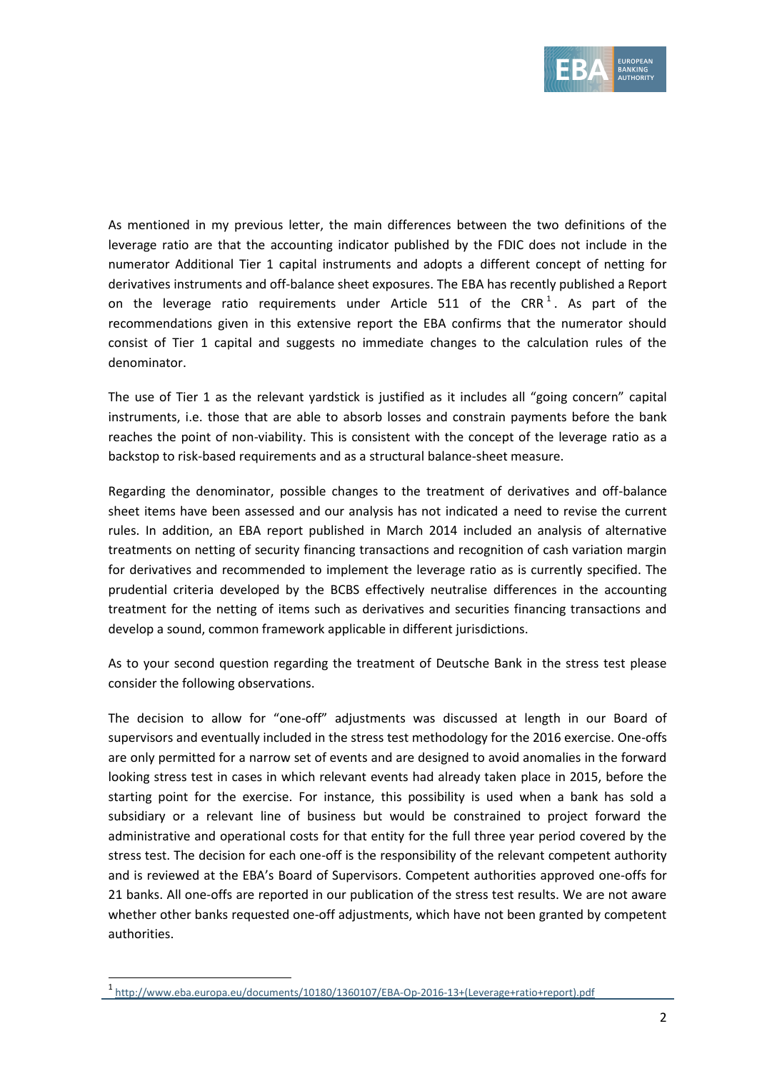As mentioned in my previous letter, the main differences between the two definitions of the leverage ratio are that the accounting indicator published by the FDIC does not include in the numerator Additional Tier 1 capital instruments and adopts a different concept of netting for derivatives instruments and off-balance sheet exposures. The EBA has recently published a Report on the leverage ratio requirements under Article 511 of the CRR[1]. As part of the recommendations given in this extensive report the EBA confirms that the numerator should consist of Tier 1 capital and suggests no immediate changes to the calculation rules of the denominator.

The use of Tier 1 as the relevant yardstick is justified as it includes all "going concern" capital instruments, i.e. those that are able to absorb losses and constrain payments before the bank reaches the point of non-viability. This is consistent with the concept of the leverage ratio as a backstop to risk-based requirements and as a structural balance-sheet measure.

Regarding the denominator, possible changes to the treatment of derivatives and off-balance sheet items have been assessed and our analysis has not indicated a need to revise the current rules. In addition, an EBA report published in March 2014 included an analysis of alternative treatments on netting of security financing transactions and recognition of cash variation margin for derivatives and recommended to implement the leverage ratio as is currently specified. The prudential criteria developed by the BCBS effectively neutralise differences in the accounting treatment for the netting of items such as derivatives and securities financing transactions and develop a sound, common framework applicable in different jurisdictions.

As to your second question regarding the treatment of Deutsche Bank in the stress test please consider the following observations.

The decision to allow for "one-off" adjustments was discussed at length in our Board of supervisors and eventually included in the stress test methodology for the 2016 exercise. One-offs are only permitted for a narrow set of events and are designed to avoid anomalies in the forward looking stress test in cases in which relevant events had already taken place in 2015, before the starting point for the exercise. For instance, this possibility is used when a bank has sold a subsidiary or a relevant line of business but would be constrained to project forward the administrative and operational costs for that entity for the full three year period covered by the stress test. The decision for each one-off is the responsibility of the relevant competent authority and is reviewed at the EBA's Board of Supervisors. Competent authorities approved one-offs for 21 banks. All one-offs are reported in our publication of the stress test results. We are not aware whether other banks requested one-off adjustments, which have not been granted by competent authorities.

---

[1] http://www.eba.europa.eu/documents/10180/1360107/EBA-Op-2016-13+(Leverage+ratio+report).pdf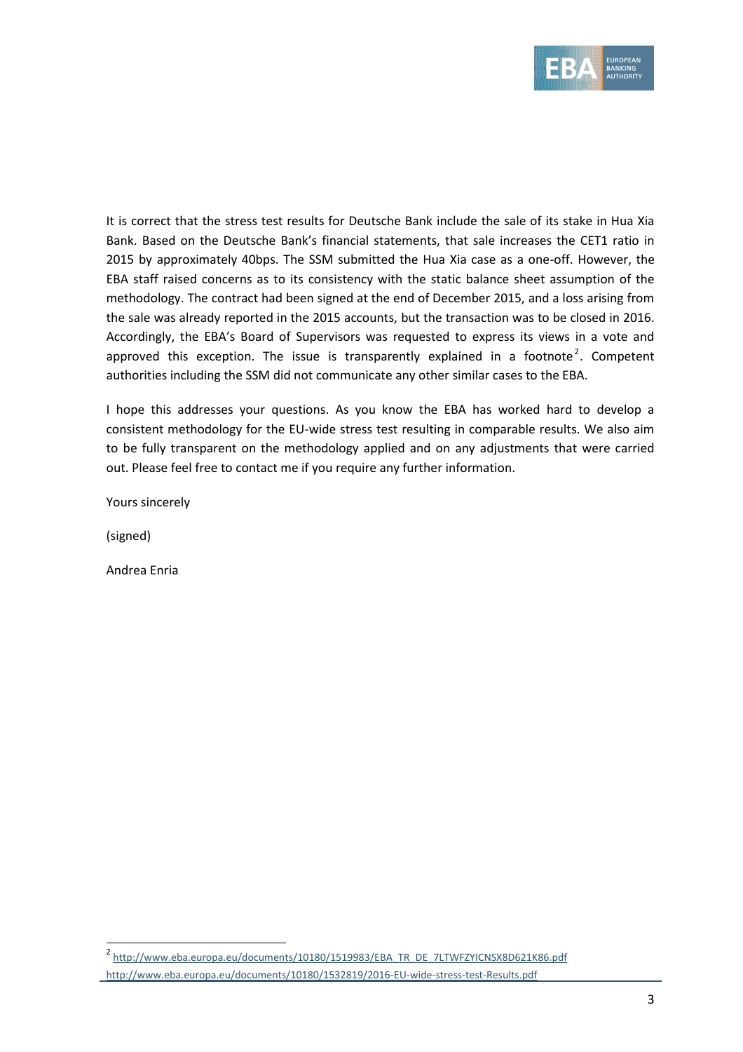It is correct that the stress test results for Deutsche Bank include the sale of its stake in Hua Xia Bank. Based on the Deutsche Bank's financial statements, that sale increases the CET1 ratio in 2015 by approximately 40bps. The SSM submitted the Hua Xia case as a one-off. However, the EBA staff raised concerns as to its consistency with the static balance sheet assumption of the methodology. The contract had been signed at the end of December 2015, and a loss arising from the sale was already reported in the 2015 accounts, but the transaction was to be closed in 2016. Accordingly, the EBA's Board of Supervisors was requested to express its views in a vote and approved this exception. The issue is transparently explained in a footnote[2]. Competent authorities including the SSM did not communicate any other similar cases to the EBA.

I hope this addresses your questions. As you know the EBA has worked hard to develop a consistent methodology for the EU-wide stress test resulting in comparable results. We also aim to be fully transparent on the methodology applied and on any adjustments that were carried out. Please feel free to contact me if you require any further information.

Yours sincerely

(signed)

Andrea Enria

[2] http://www.eba.europa.eu/documents/10180/1519983/EBA_TR_DE_7LTWFZYICNSX8D621K86.pdf
http://www.eba.europa.eu/documents/10180/1532819/2016-EU-wide-stress-test-Results.pdf